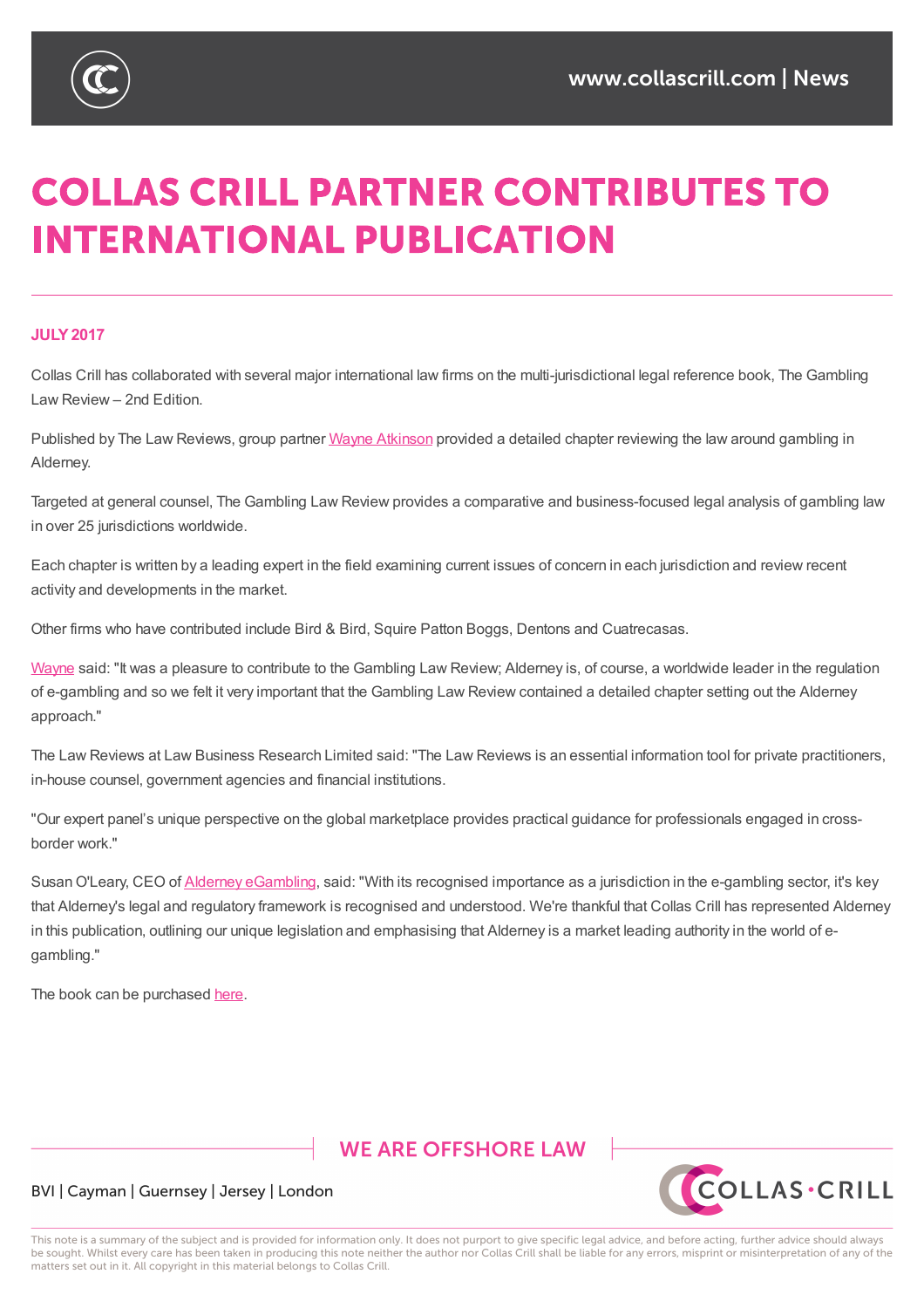# COLLAS CRILL PARTNER CONTRIBUTES TO INTERNATIONAL PUBLICATION

**JULY 2017**

Collas Crill has collaborated with several major international law firms on the multi-jurisdictional legal reference book, The Gambling Law Review – 2nd Edition.

Published by The Law Reviews, group partner Wayne Atkinson provided a detailed chapter reviewing the law around gambling in Alderney.

Targeted at general counsel, The Gambling Law Review provides a comparative and business-focused legal analysis of gambling law in over 25 jurisdictions worldwide.

Each chapter is written by a leading expert in the field examining current issues of concern in each jurisdiction and review recent activity and developments in the market.

Other firms who have contributed include Bird & Bird, Squire Patton Boggs, Dentons and Cuatrecasas.

Wayne said: "It was a pleasure to contribute to the Gambling Law Review; Alderney is, of course, a worldwide leader in the regulation of e-gambling and so we felt it very important that the Gambling Law Review contained a detailed chapter setting out the Alderney approach."

The Law Reviews at Law Business Research Limited said: "The Law Reviews is an essential information tool for private practitioners, in-house counsel, government agencies and financial institutions.

"Our expert panel's unique perspective on the global marketplace provides practical guidance for professionals engaged in cross-border work."

Susan O'Leary, CEO of Alderney eGambling, said: "With its recognised importance as a jurisdiction in the e-gambling sector, it's key that Alderney's legal and regulatory framework is recognised and understood. We're thankful that Collas Crill has represented Alderney in this publication, outlining our unique legislation and emphasising that Alderney is a market leading authority in the world of e-gambling."

The book can be purchased here.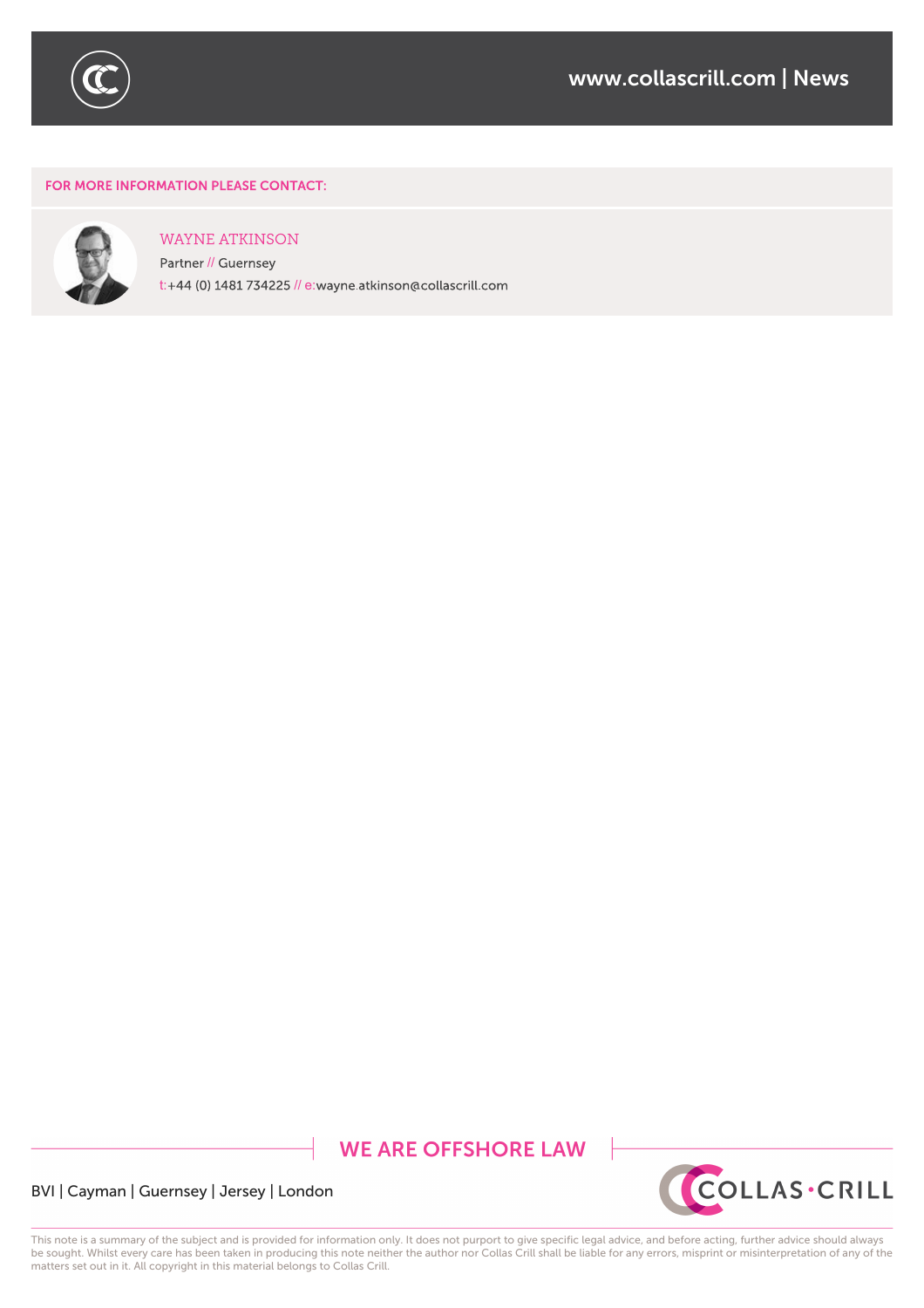FOR MORE INFORMATION PLEASE CONTACT:

WAYNE ATKINSON
Partner // Guernsey
t:+44 (0) 1481 734225 // e:wayne.atkinson@collascrill.com

WE ARE OFFSHORE LAW

BVI | Cayman | Guernsey | Jersey | London

This note is a summary of the subject and is provided for information only. It does not purport to give specific legal advice, and before acting, further advice should always be sought. Whilst every care has been taken in producing this note neither the author nor Collas Crill shall be liable for any errors, misprint or misinterpretation of any of the matters set out in it. All copyright in this material belongs to Collas Crill.